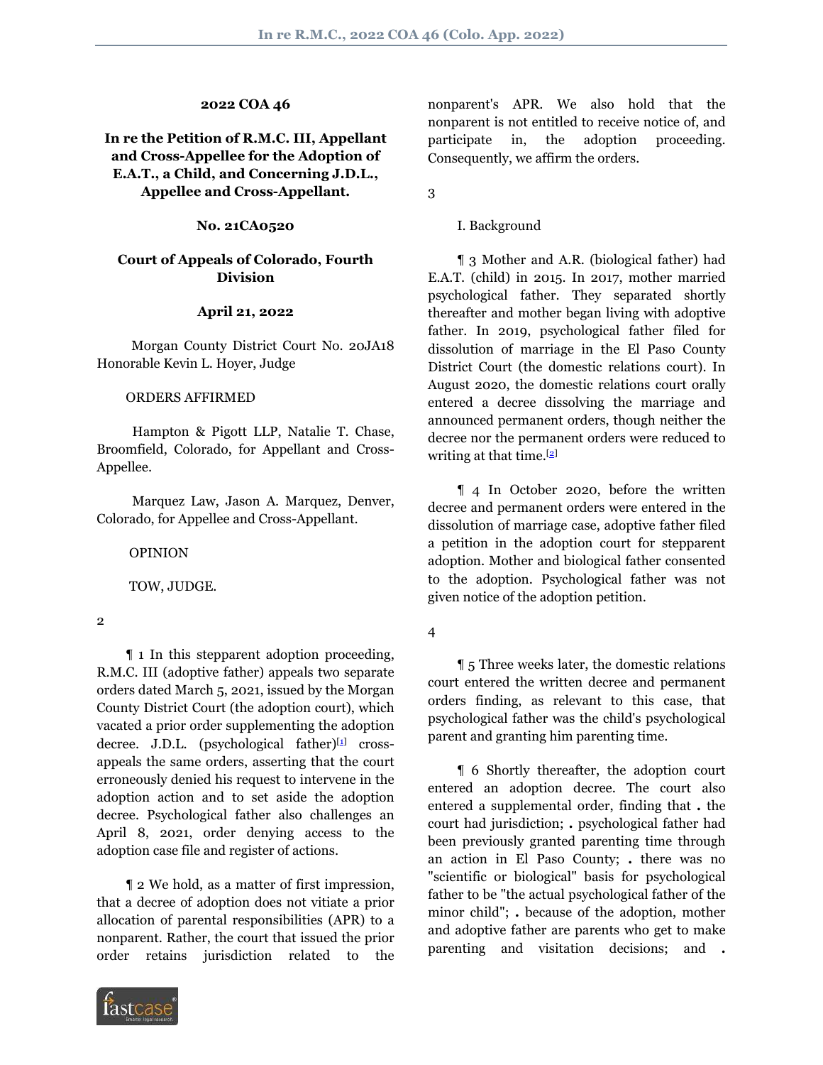**2022 COA 46**

**In re the Petition of R.M.C. III, Appellant and Cross-Appellee for the Adoption of E.A.T., a Child, and Concerning J.D.L., Appellee and Cross-Appellant.**

**No. 21CA0520**

**Court of Appeals of Colorado, Fourth Division**

**April 21, 2022**

Morgan County District Court No. 20JA18 Honorable Kevin L. Hoyer, Judge

ORDERS AFFIRMED

Hampton & Pigott LLP, Natalie T. Chase, Broomfield, Colorado, for Appellant and Cross-Appellee.

Marquez Law, Jason A. Marquez, Denver, Colorado, for Appellee and Cross-Appellant.

OPINION

TOW, JUDGE.

2

¶ 1 In this stepparent adoption proceeding, R.M.C. III (adoptive father) appeals two separate orders dated March 5, 2021, issued by the Morgan County District Court (the adoption court), which vacated a prior order supplementing the adoption decree. J.D.L. (psychological father)[1] cross-appeals the same orders, asserting that the court erroneously denied his request to intervene in the adoption action and to set aside the adoption decree. Psychological father also challenges an April 8, 2021, order denying access to the adoption case file and register of actions.

¶ 2 We hold, as a matter of first impression, that a decree of adoption does not vitiate a prior allocation of parental responsibilities (APR) to a nonparent. Rather, the court that issued the prior order retains jurisdiction related to the nonparent's APR. We also hold that the nonparent is not entitled to receive notice of, and participate in, the adoption proceeding. Consequently, we affirm the orders.

3

I. Background

¶ 3 Mother and A.R. (biological father) had E.A.T. (child) in 2015. In 2017, mother married psychological father. They separated shortly thereafter and mother began living with adoptive father. In 2019, psychological father filed for dissolution of marriage in the El Paso County District Court (the domestic relations court). In August 2020, the domestic relations court orally entered a decree dissolving the marriage and announced permanent orders, though neither the decree nor the permanent orders were reduced to writing at that time.[2]

¶ 4 In October 2020, before the written decree and permanent orders were entered in the dissolution of marriage case, adoptive father filed a petition in the adoption court for stepparent adoption. Mother and biological father consented to the adoption. Psychological father was not given notice of the adoption petition.

4

¶ 5 Three weeks later, the domestic relations court entered the written decree and permanent orders finding, as relevant to this case, that psychological father was the child's psychological parent and granting him parenting time.

¶ 6 Shortly thereafter, the adoption court entered an adoption decree. The court also entered a supplemental order, finding that . the court had jurisdiction; . psychological father had been previously granted parenting time through an action in El Paso County; . there was no "scientific or biological" basis for psychological father to be "the actual psychological father of the minor child"; . because of the adoption, mother and adoptive father are parents who get to make parenting and visitation decisions; and .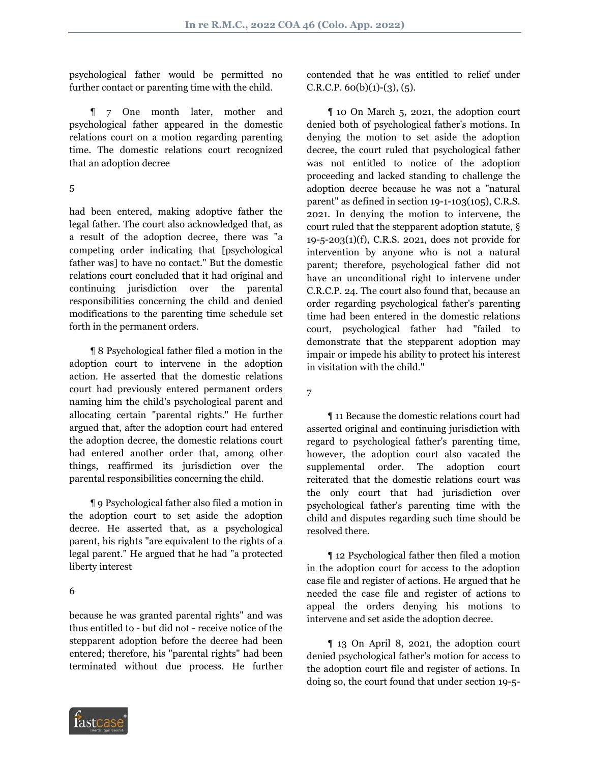psychological father would be permitted no further contact or parenting time with the child.

¶ 7 One month later, mother and psychological father appeared in the domestic relations court on a motion regarding parenting time. The domestic relations court recognized that an adoption decree had been entered, making adoptive father the legal father. The court also acknowledged that, as a result of the adoption decree, there was "a competing order indicating that [psychological father was] to have no contact." But the domestic relations court concluded that it had original and continuing jurisdiction over the parental responsibilities concerning the child and denied modifications to the parenting time schedule set forth in the permanent orders.

¶ 8 Psychological father filed a motion in the adoption court to intervene in the adoption action. He asserted that the domestic relations court had previously entered permanent orders naming him the child's psychological parent and allocating certain "parental rights." He further argued that, after the adoption court had entered the adoption decree, the domestic relations court had entered another order that, among other things, reaffirmed its jurisdiction over the parental responsibilities concerning the child.

¶ 9 Psychological father also filed a motion in the adoption court to set aside the adoption decree. He asserted that, as a psychological parent, his rights "are equivalent to the rights of a legal parent." He argued that he had "a protected liberty interest because he was granted parental rights" and was thus entitled to - but did not - receive notice of the stepparent adoption before the decree had been entered; therefore, his "parental rights" had been terminated without due process. He further contended that he was entitled to relief under C.R.C.P. 60(b)(1)-(3), (5).

¶ 10 On March 5, 2021, the adoption court denied both of psychological father's motions. In denying the motion to set aside the adoption decree, the court ruled that psychological father was not entitled to notice of the adoption proceeding and lacked standing to challenge the adoption decree because he was not a "natural parent" as defined in section 19-1-103(105), C.R.S. 2021. In denying the motion to intervene, the court ruled that the stepparent adoption statute, § 19-5-203(1)(f), C.R.S. 2021, does not provide for intervention by anyone who is not a natural parent; therefore, psychological father did not have an unconditional right to intervene under C.R.C.P. 24. The court also found that, because an order regarding psychological father's parenting time had been entered in the domestic relations court, psychological father had "failed to demonstrate that the stepparent adoption may impair or impede his ability to protect his interest in visitation with the child."

¶ 11 Because the domestic relations court had asserted original and continuing jurisdiction with regard to psychological father's parenting time, however, the adoption court also vacated the supplemental order. The adoption court reiterated that the domestic relations court was the only court that had jurisdiction over psychological father's parenting time with the child and disputes regarding such time should be resolved there.

¶ 12 Psychological father then filed a motion in the adoption court for access to the adoption case file and register of actions. He argued that he needed the case file and register of actions to appeal the orders denying his motions to intervene and set aside the adoption decree.

¶ 13 On April 8, 2021, the adoption court denied psychological father's motion for access to the adoption court file and register of actions. In doing so, the court found that under section 19-5-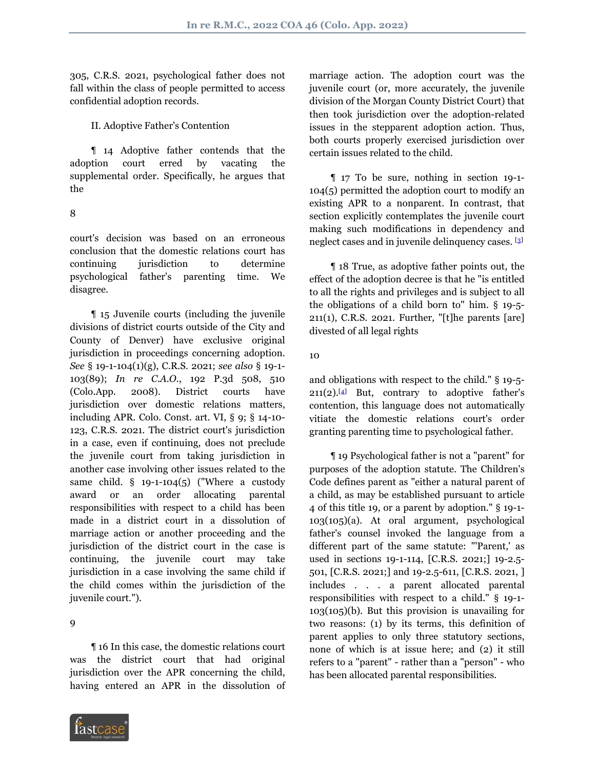305, C.R.S. 2021, psychological father does not fall within the class of people permitted to access confidential adoption records.

II. Adoptive Father's Contention

¶ 14 Adoptive father contends that the adoption court erred by vacating the supplemental order. Specifically, he argues that the court's decision was based on an erroneous conclusion that the domestic relations court has continuing jurisdiction to determine psychological father's parenting time. We disagree.

¶ 15 Juvenile courts (including the juvenile divisions of district courts outside of the City and County of Denver) have exclusive original jurisdiction in proceedings concerning adoption. *See* § 19-1-104(1)(g), C.R.S. 2021; *see also* § 19-1-103(89); *In re C.A.O.*, 192 P.3d 508, 510 (Colo.App. 2008). District courts have jurisdiction over domestic relations matters, including APR. Colo. Const. art. VI, § 9; § 14-10-123, C.R.S. 2021. The district court's jurisdiction in a case, even if continuing, does not preclude the juvenile court from taking jurisdiction in another case involving other issues related to the same child. § 19-1-104(5) ("Where a custody award or an order allocating parental responsibilities with respect to a child has been made in a district court in a dissolution of marriage action or another proceeding and the jurisdiction of the district court in the case is continuing, the juvenile court may take jurisdiction in a case involving the same child if the child comes within the jurisdiction of the juvenile court.").

¶ 16 In this case, the domestic relations court was the district court that had original jurisdiction over the APR concerning the child, having entered an APR in the dissolution of marriage action. The adoption court was the juvenile court (or, more accurately, the juvenile division of the Morgan County District Court) that then took jurisdiction over the adoption-related issues in the stepparent adoption action. Thus, both courts properly exercised jurisdiction over certain issues related to the child.

¶ 17 To be sure, nothing in section 19-1-104(5) permitted the adoption court to modify an existing APR to a nonparent. In contrast, that section explicitly contemplates the juvenile court making such modifications in dependency and neglect cases and in juvenile delinquency cases. [3]

¶ 18 True, as adoptive father points out, the effect of the adoption decree is that he "is entitled to all the rights and privileges and is subject to all the obligations of a child born to" him. § 19-5-211(1), C.R.S. 2021. Further, "[t]he parents [are] divested of all legal rights and obligations with respect to the child." § 19-5-211(2).[4] But, contrary to adoptive father's contention, this language does not automatically vitiate the domestic relations court's order granting parenting time to psychological father.

¶ 19 Psychological father is not a "parent" for purposes of the adoption statute. The Children's Code defines parent as "either a natural parent of a child, as may be established pursuant to article 4 of this title 19, or a parent by adoption." § 19-1-103(105)(a). At oral argument, psychological father's counsel invoked the language from a different part of the same statute: "'Parent,' as used in sections 19-1-114, [C.R.S. 2021;] 19-2.5-501, [C.R.S. 2021;] and 19-2.5-611, [C.R.S. 2021, ] includes . . . a parent allocated parental responsibilities with respect to a child." § 19-1-103(105)(b). But this provision is unavailing for two reasons: (1) by its terms, this definition of parent applies to only three statutory sections, none of which is at issue here; and (2) it still refers to a "parent" - rather than a "person" - who has been allocated parental responsibilities.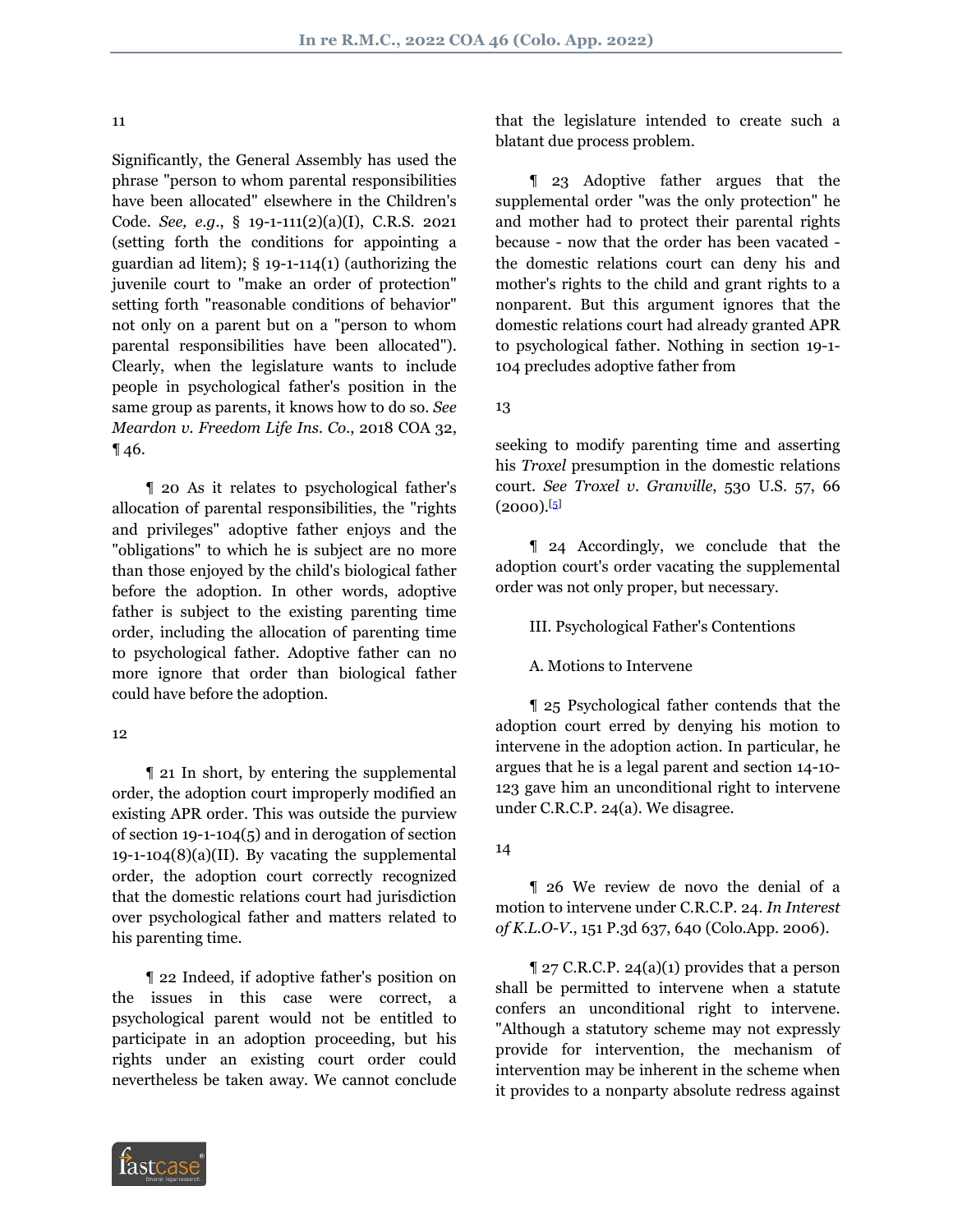Significantly, the General Assembly has used the phrase "person to whom parental responsibilities have been allocated" elsewhere in the Children's Code. *See, e.g*., § 19-1-111(2)(a)(I), C.R.S. 2021 (setting forth the conditions for appointing a guardian ad litem); § 19-1-114(1) (authorizing the juvenile court to "make an order of protection" setting forth "reasonable conditions of behavior" not only on a parent but on a "person to whom parental responsibilities have been allocated"). Clearly, when the legislature wants to include people in psychological father's position in the same group as parents, it knows how to do so. *See Meardon v. Freedom Life Ins. Co*., 2018 COA 32, ¶ 46.

¶ 20 As it relates to psychological father's allocation of parental responsibilities, the "rights and privileges" adoptive father enjoys and the "obligations" to which he is subject are no more than those enjoyed by the child's biological father before the adoption. In other words, adoptive father is subject to the existing parenting time order, including the allocation of parenting time to psychological father. Adoptive father can no more ignore that order than biological father could have before the adoption.

¶ 21 In short, by entering the supplemental order, the adoption court improperly modified an existing APR order. This was outside the purview of section 19-1-104(5) and in derogation of section 19-1-104(8)(a)(II). By vacating the supplemental order, the adoption court correctly recognized that the domestic relations court had jurisdiction over psychological father and matters related to his parenting time.

¶ 22 Indeed, if adoptive father's position on the issues in this case were correct, a psychological parent would not be entitled to participate in an adoption proceeding, but his rights under an existing court order could nevertheless be taken away. We cannot conclude that the legislature intended to create such a blatant due process problem.

¶ 23 Adoptive father argues that the supplemental order "was the only protection" he and mother had to protect their parental rights because - now that the order has been vacated - the domestic relations court can deny his and mother's rights to the child and grant rights to a nonparent. But this argument ignores that the domestic relations court had already granted APR to psychological father. Nothing in section 19-1-104 precludes adoptive father from seeking to modify parenting time and asserting his *Troxel* presumption in the domestic relations court. *See Troxel v. Granville*, 530 U.S. 57, 66 (2000).[5]

¶ 24 Accordingly, we conclude that the adoption court's order vacating the supplemental order was not only proper, but necessary.

## III. Psychological Father's Contentions

### A. Motions to Intervene

¶ 25 Psychological father contends that the adoption court erred by denying his motion to intervene in the adoption action. In particular, he argues that he is a legal parent and section 14-10-123 gave him an unconditional right to intervene under C.R.C.P. 24(a). We disagree.

¶ 26 We review de novo the denial of a motion to intervene under C.R.C.P. 24. *In Interest of K.L.O-V*., 151 P.3d 637, 640 (Colo.App. 2006).

¶ 27 C.R.C.P. 24(a)(1) provides that a person shall be permitted to intervene when a statute confers an unconditional right to intervene. "Although a statutory scheme may not expressly provide for intervention, the mechanism of intervention may be inherent in the scheme when it provides to a nonparty absolute redress against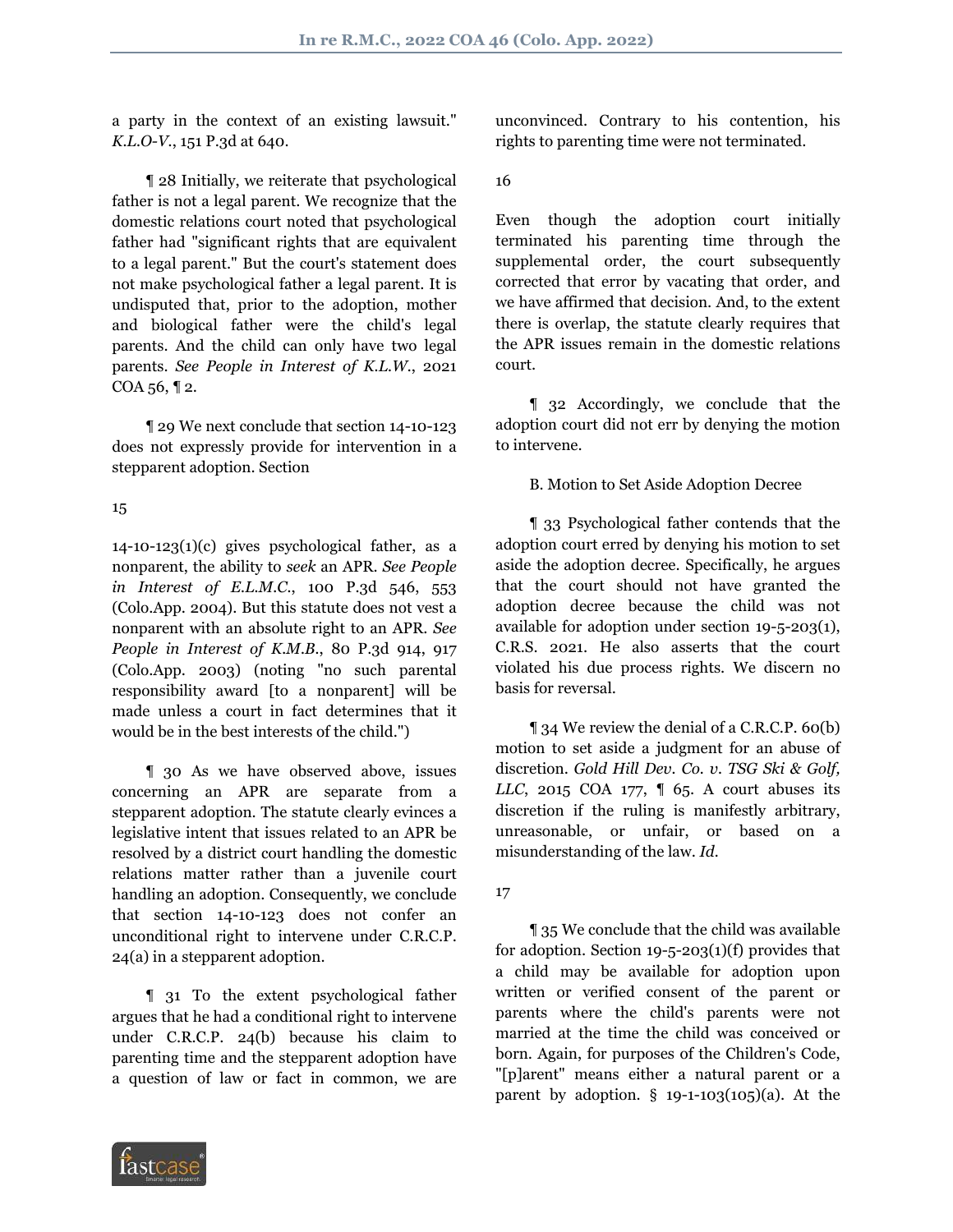a party in the context of an existing lawsuit." *K.L.O-V.*, 151 P.3d at 640.

¶ 28 Initially, we reiterate that psychological father is not a legal parent. We recognize that the domestic relations court noted that psychological father had "significant rights that are equivalent to a legal parent." But the court's statement does not make psychological father a legal parent. It is undisputed that, prior to the adoption, mother and biological father were the child's legal parents. And the child can only have two legal parents. *See People in Interest of K.L.W.*, 2021 COA 56, ¶ 2.

¶ 29 We next conclude that section 14-10-123 does not expressly provide for intervention in a stepparent adoption. Section

14-10-123(1)(c) gives psychological father, as a nonparent, the ability to *seek* an APR. *See People in Interest of E.L.M.C.*, 100 P.3d 546, 553 (Colo.App. 2004). But this statute does not vest a nonparent with an absolute right to an APR. *See People in Interest of K.M.B.*, 80 P.3d 914, 917 (Colo.App. 2003) (noting "no such parental responsibility award [to a nonparent] will be made unless a court in fact determines that it would be in the best interests of the child.")

¶ 30 As we have observed above, issues concerning an APR are separate from a stepparent adoption. The statute clearly evinces a legislative intent that issues related to an APR be resolved by a district court handling the domestic relations matter rather than a juvenile court handling an adoption. Consequently, we conclude that section 14-10-123 does not confer an unconditional right to intervene under C.R.C.P. 24(a) in a stepparent adoption.

¶ 31 To the extent psychological father argues that he had a conditional right to intervene under C.R.C.P. 24(b) because his claim to parenting time and the stepparent adoption have a question of law or fact in common, we are unconvinced. Contrary to his contention, his rights to parenting time were not terminated.

Even though the adoption court initially terminated his parenting time through the supplemental order, the court subsequently corrected that error by vacating that order, and we have affirmed that decision. And, to the extent there is overlap, the statute clearly requires that the APR issues remain in the domestic relations court.

¶ 32 Accordingly, we conclude that the adoption court did not err by denying the motion to intervene.

B. Motion to Set Aside Adoption Decree

¶ 33 Psychological father contends that the adoption court erred by denying his motion to set aside the adoption decree. Specifically, he argues that the court should not have granted the adoption decree because the child was not available for adoption under section 19-5-203(1), C.R.S. 2021. He also asserts that the court violated his due process rights. We discern no basis for reversal.

¶ 34 We review the denial of a C.R.C.P. 60(b) motion to set aside a judgment for an abuse of discretion. *Gold Hill Dev. Co. v. TSG Ski & Golf, LLC*, 2015 COA 177, ¶ 65. A court abuses its discretion if the ruling is manifestly arbitrary, unreasonable, or unfair, or based on a misunderstanding of the law. *Id.*

¶ 35 We conclude that the child was available for adoption. Section 19-5-203(1)(f) provides that a child may be available for adoption upon written or verified consent of the parent or parents where the child's parents were not married at the time the child was conceived or born. Again, for purposes of the Children's Code, "[p]arent" means either a natural parent or a parent by adoption. § 19-1-103(105)(a). At the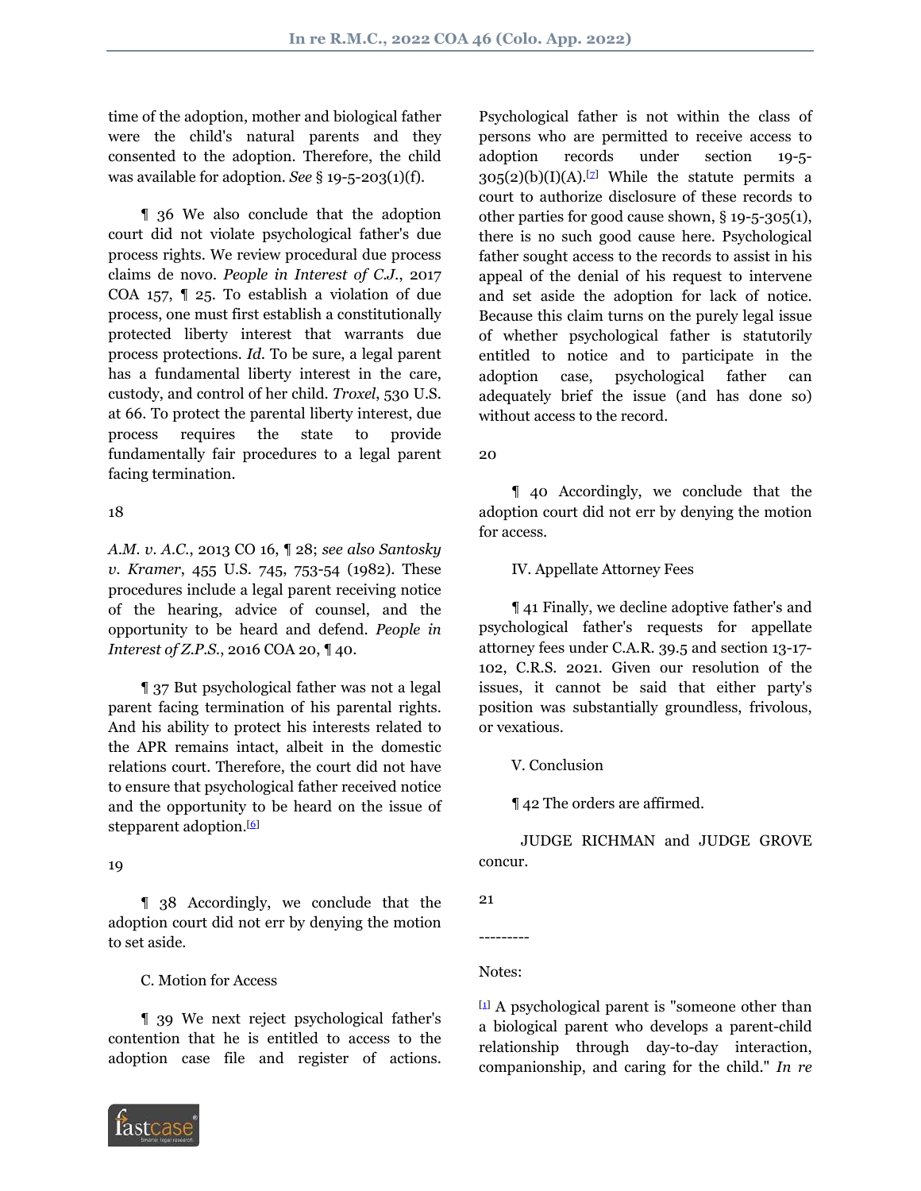time of the adoption, mother and biological father were the child's natural parents and they consented to the adoption. Therefore, the child was available for adoption. *See* § 19-5-203(1)(f).

¶ 36 We also conclude that the adoption court did not violate psychological father's due process rights. We review procedural due process claims de novo. *People in Interest of C.J.*, 2017 COA 157, ¶ 25. To establish a violation of due process, one must first establish a constitutionally protected liberty interest that warrants due process protections. *Id.* To be sure, a legal parent has a fundamental liberty interest in the care, custody, and control of her child. *Troxel*, 530 U.S. at 66. To protect the parental liberty interest, due process requires the state to provide fundamentally fair procedures to a legal parent facing termination.

*A.M. v. A.C.*, 2013 CO 16, ¶ 28; *see also Santosky v. Kramer*, 455 U.S. 745, 753-54 (1982). These procedures include a legal parent receiving notice of the hearing, advice of counsel, and the opportunity to be heard and defend. *People in Interest of Z.P.S.*, 2016 COA 20, ¶ 40.

¶ 37 But psychological father was not a legal parent facing termination of his parental rights. And his ability to protect his interests related to the APR remains intact, albeit in the domestic relations court. Therefore, the court did not have to ensure that psychological father received notice and the opportunity to be heard on the issue of stepparent adoption.[6]

¶ 38 Accordingly, we conclude that the adoption court did not err by denying the motion to set aside.

C. Motion for Access

¶ 39 We next reject psychological father's contention that he is entitled to access to the adoption case file and register of actions. Psychological father is not within the class of persons who are permitted to receive access to adoption records under section 19-5-305(2)(b)(I)(A).[7] While the statute permits a court to authorize disclosure of these records to other parties for good cause shown, § 19-5-305(1), there is no such good cause here. Psychological father sought access to the records to assist in his appeal of the denial of his request to intervene and set aside the adoption for lack of notice. Because this claim turns on the purely legal issue of whether psychological father is statutorily entitled to notice and to participate in the adoption case, psychological father can adequately brief the issue (and has done so) without access to the record.

¶ 40 Accordingly, we conclude that the adoption court did not err by denying the motion for access.

IV. Appellate Attorney Fees

¶ 41 Finally, we decline adoptive father's and psychological father's requests for appellate attorney fees under C.A.R. 39.5 and section 13-17-102, C.R.S. 2021. Given our resolution of the issues, it cannot be said that either party's position was substantially groundless, frivolous, or vexatious.

V. Conclusion

¶ 42 The orders are affirmed.

JUDGE RICHMAN and JUDGE GROVE concur.

---------

Notes:

[1] A psychological parent is "someone other than a biological parent who develops a parent-child relationship through day-to-day interaction, companionship, and caring for the child." *In re*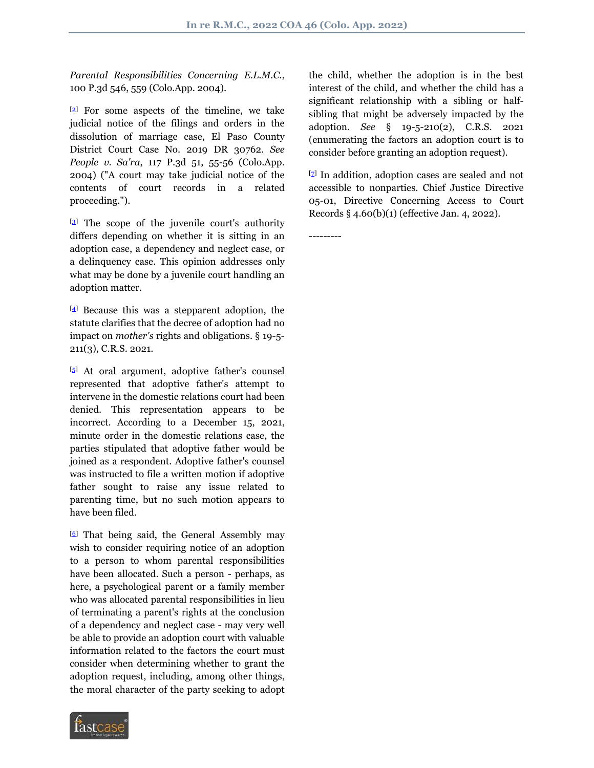*Parental Responsibilities Concerning E.L.M.C.*, 100 P.3d 546, 559 (Colo.App. 2004).

[2] For some aspects of the timeline, we take judicial notice of the filings and orders in the dissolution of marriage case, El Paso County District Court Case No. 2019 DR 30762. *See People v. Sa'ra*, 117 P.3d 51, 55-56 (Colo.App. 2004) ("A court may take judicial notice of the contents of court records in a related proceeding.").

[3] The scope of the juvenile court's authority differs depending on whether it is sitting in an adoption case, a dependency and neglect case, or a delinquency case. This opinion addresses only what may be done by a juvenile court handling an adoption matter.

[4] Because this was a stepparent adoption, the statute clarifies that the decree of adoption had no impact on *mother's* rights and obligations. § 19-5-211(3), C.R.S. 2021.

[5] At oral argument, adoptive father's counsel represented that adoptive father's attempt to intervene in the domestic relations court had been denied. This representation appears to be incorrect. According to a December 15, 2021, minute order in the domestic relations case, the parties stipulated that adoptive father would be joined as a respondent. Adoptive father's counsel was instructed to file a written motion if adoptive father sought to raise any issue related to parenting time, but no such motion appears to have been filed.

[6] That being said, the General Assembly may wish to consider requiring notice of an adoption to a person to whom parental responsibilities have been allocated. Such a person - perhaps, as here, a psychological parent or a family member who was allocated parental responsibilities in lieu of terminating a parent's rights at the conclusion of a dependency and neglect case - may very well be able to provide an adoption court with valuable information related to the factors the court must consider when determining whether to grant the adoption request, including, among other things, the moral character of the party seeking to adopt the child, whether the adoption is in the best interest of the child, and whether the child has a significant relationship with a sibling or half-sibling that might be adversely impacted by the adoption. *See* § 19-5-210(2), C.R.S. 2021 (enumerating the factors an adoption court is to consider before granting an adoption request).

[7] In addition, adoption cases are sealed and not accessible to nonparties. Chief Justice Directive 05-01, Directive Concerning Access to Court Records § 4.60(b)(1) (effective Jan. 4, 2022).

---------